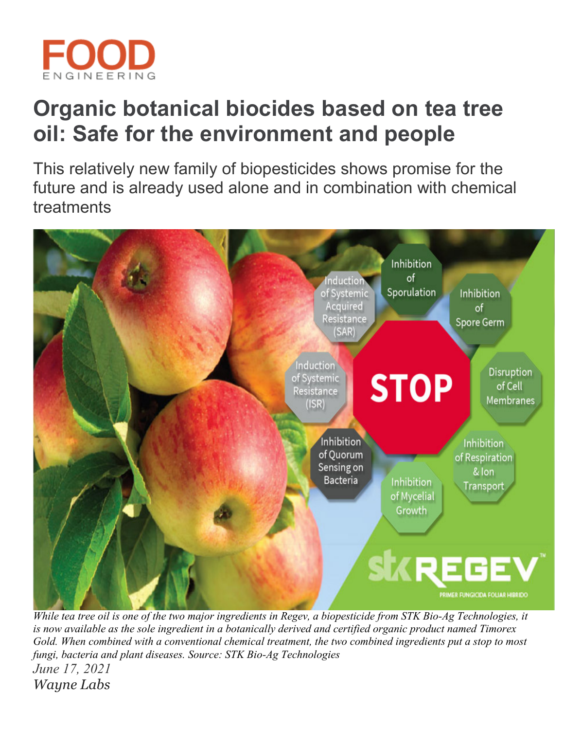# Organic botanical biocides based on tea tree oil: Safe for the environment and people

This relatively new family of biopesticides shows promise for the future and is already used alone and in combination with chemical treatments

*While tea tree oil is one of the two major ingredients in Regev, a biopesticide from STK Bio-Ag Technologies, it is now available as the sole ingredient in a botanically derived and certified organic product named Timorex Gold. When combined with a conventional chemical treatment, the two combined ingredients put a stop to most fungi, bacteria and plant diseases. Source: STK Bio-Ag Technologies*

*June 17, 2021*

*Wayne Labs*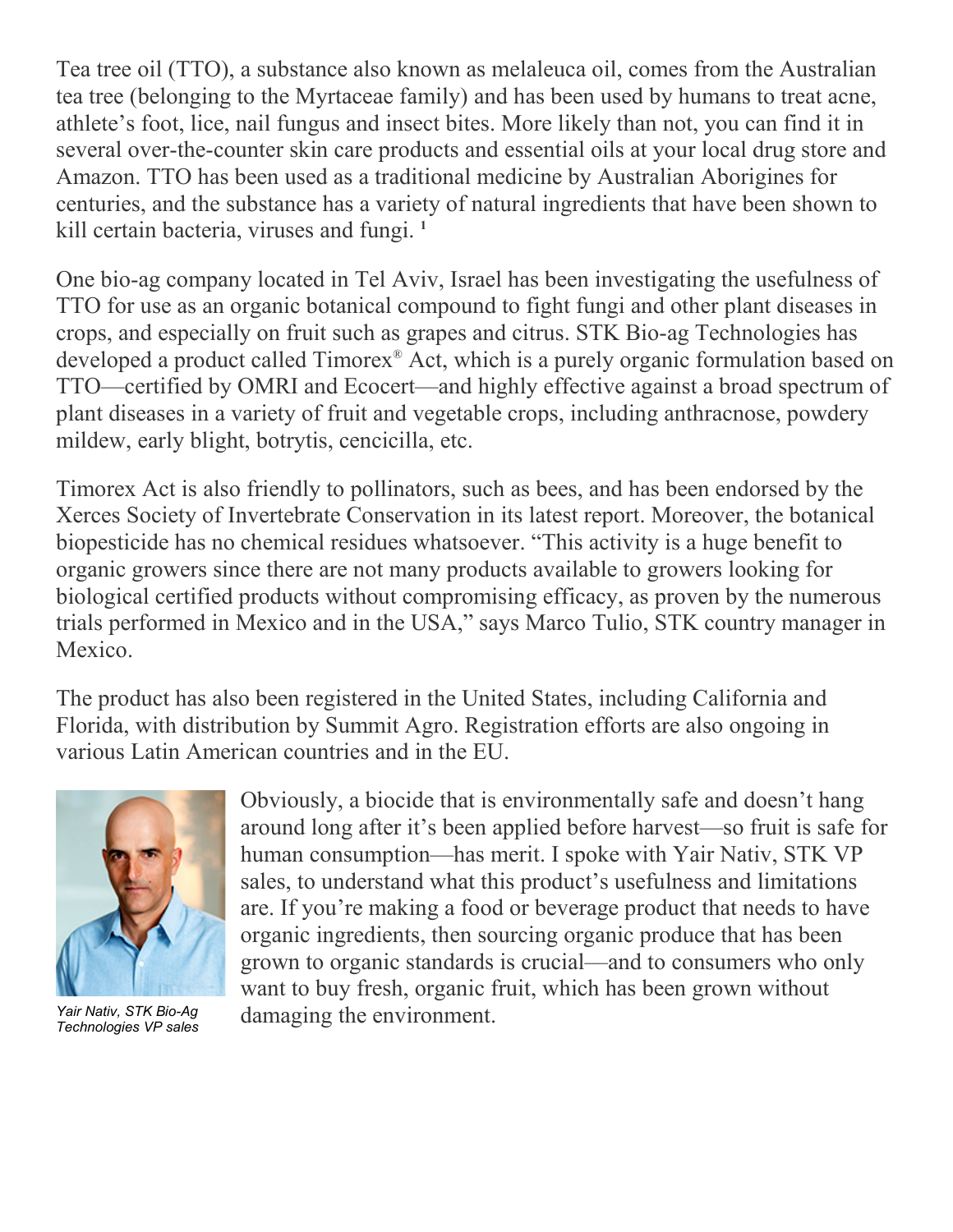Tea tree oil (TTO), a substance also known as melaleuca oil, comes from the Australian tea tree (belonging to the Myrtaceae family) and has been used by humans to treat acne, athlete's foot, lice, nail fungus and insect bites. More likely than not, you can find it in several over-the-counter skin care products and essential oils at your local drug store and Amazon. TTO has been used as a traditional medicine by Australian Aborigines for centuries, and the substance has a variety of natural ingredients that have been shown to kill certain bacteria, viruses and fungi. [1]

One bio-ag company located in Tel Aviv, Israel has been investigating the usefulness of TTO for use as an organic botanical compound to fight fungi and other plant diseases in crops, and especially on fruit such as grapes and citrus. STK Bio-ag Technologies has developed a product called Timorex® Act, which is a purely organic formulation based on TTO—certified by OMRI and Ecocert—and highly effective against a broad spectrum of plant diseases in a variety of fruit and vegetable crops, including anthracnose, powdery mildew, early blight, botrytis, cencicilla, etc.

Timorex Act is also friendly to pollinators, such as bees, and has been endorsed by the Xerces Society of Invertebrate Conservation in its latest report. Moreover, the botanical biopesticide has no chemical residues whatsoever. "This activity is a huge benefit to organic growers since there are not many products available to growers looking for biological certified products without compromising efficacy, as proven by the numerous trials performed in Mexico and in the USA," says Marco Tulio, STK country manager in Mexico.

The product has also been registered in the United States, including California and Florida, with distribution by Summit Agro. Registration efforts are also ongoing in various Latin American countries and in the EU.

*Yair Nativ, STK Bio-Ag Technologies VP sales*

Obviously, a biocide that is environmentally safe and doesn't hang around long after it's been applied before harvest—so fruit is safe for human consumption—has merit. I spoke with Yair Nativ, STK VP sales, to understand what this product's usefulness and limitations are. If you're making a food or beverage product that needs to have organic ingredients, then sourcing organic produce that has been grown to organic standards is crucial—and to consumers who only want to buy fresh, organic fruit, which has been grown without damaging the environment.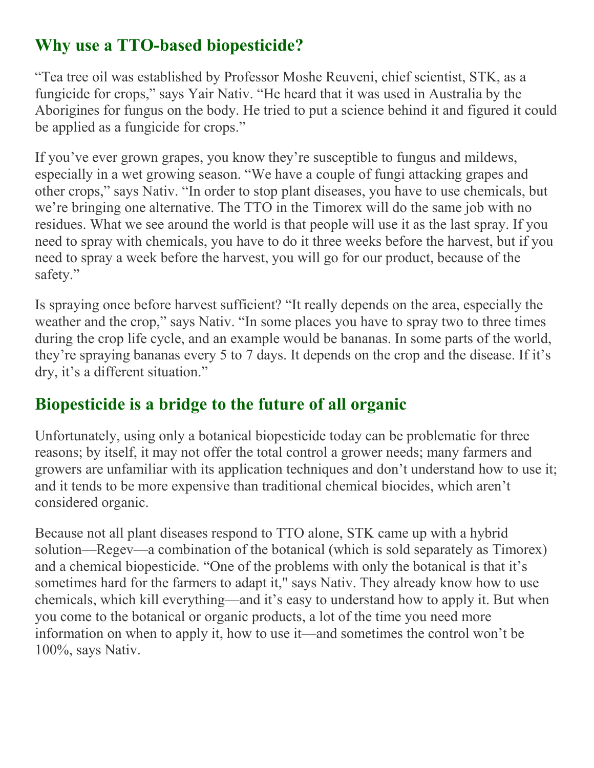## Why use a TTO-based biopesticide?

"Tea tree oil was established by Professor Moshe Reuveni, chief scientist, STK, as a fungicide for crops," says Yair Nativ. "He heard that it was used in Australia by the Aborigines for fungus on the body. He tried to put a science behind it and figured it could be applied as a fungicide for crops."

If you've ever grown grapes, you know they're susceptible to fungus and mildews, especially in a wet growing season. "We have a couple of fungi attacking grapes and other crops," says Nativ. "In order to stop plant diseases, you have to use chemicals, but we're bringing one alternative. The TTO in the Timorex will do the same job with no residues. What we see around the world is that people will use it as the last spray. If you need to spray with chemicals, you have to do it three weeks before the harvest, but if you need to spray a week before the harvest, you will go for our product, because of the safety."

Is spraying once before harvest sufficient? "It really depends on the area, especially the weather and the crop," says Nativ. "In some places you have to spray two to three times during the crop life cycle, and an example would be bananas. In some parts of the world, they're spraying bananas every 5 to 7 days. It depends on the crop and the disease. If it's dry, it's a different situation."

## Biopesticide is a bridge to the future of all organic

Unfortunately, using only a botanical biopesticide today can be problematic for three reasons; by itself, it may not offer the total control a grower needs; many farmers and growers are unfamiliar with its application techniques and don't understand how to use it; and it tends to be more expensive than traditional chemical biocides, which aren't considered organic.

Because not all plant diseases respond to TTO alone, STK came up with a hybrid solution—Regev—a combination of the botanical (which is sold separately as Timorex) and a chemical biopesticide. "One of the problems with only the botanical is that it's sometimes hard for the farmers to adapt it," says Nativ. They already know how to use chemicals, which kill everything—and it's easy to understand how to apply it. But when you come to the botanical or organic products, a lot of the time you need more information on when to apply it, how to use it—and sometimes the control won't be 100%, says Nativ.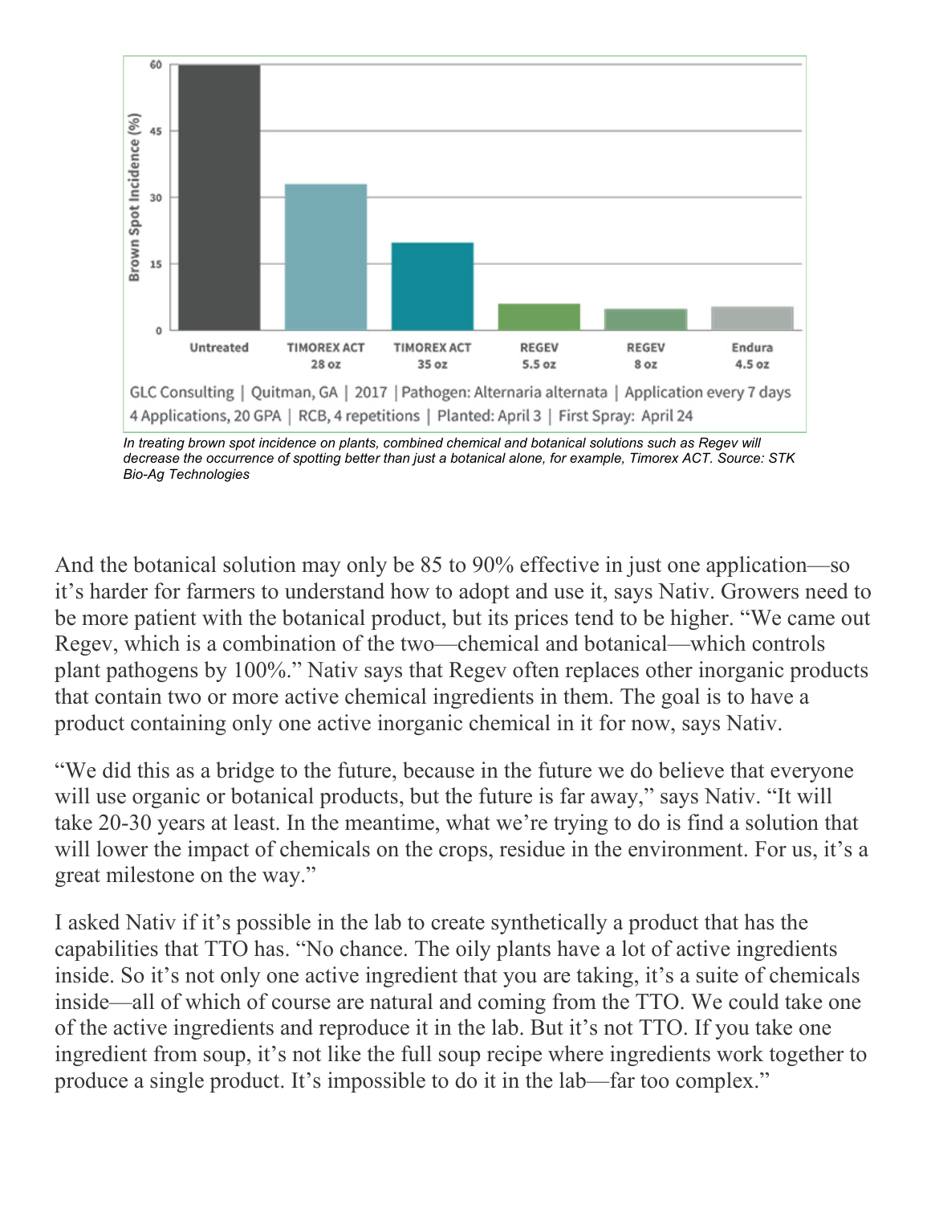GLC Consulting | Quitman, GA | 2017 | Pathogen: Alternaria alternata | Application every 7 days
4 Applications, 20 GPA | RCB, 4 repetitions | Planted: April 3 | First Spray: April 24

*In treating brown spot incidence on plants, combined chemical and botanical solutions such as Regev will decrease the occurrence of spotting better than just a botanical alone, for example, Timorex ACT. Source: STK Bio-Ag Technologies*

And the botanical solution may only be 85 to 90% effective in just one application—so it's harder for farmers to understand how to adopt and use it, says Nativ. Growers need to be more patient with the botanical product, but its prices tend to be higher. "We came out Regev, which is a combination of the two—chemical and botanical—which controls plant pathogens by 100%." Nativ says that Regev often replaces other inorganic products that contain two or more active chemical ingredients in them. The goal is to have a product containing only one active inorganic chemical in it for now, says Nativ.

"We did this as a bridge to the future, because in the future we do believe that everyone will use organic or botanical products, but the future is far away," says Nativ. "It will take 20-30 years at least. In the meantime, what we're trying to do is find a solution that will lower the impact of chemicals on the crops, residue in the environment. For us, it's a great milestone on the way."

I asked Nativ if it's possible in the lab to create synthetically a product that has the capabilities that TTO has. "No chance. The oily plants have a lot of active ingredients inside. So it's not only one active ingredient that you are taking, it's a suite of chemicals inside—all of which of course are natural and coming from the TTO. We could take one of the active ingredients and reproduce it in the lab. But it's not TTO. If you take one ingredient from soup, it's not like the full soup recipe where ingredients work together to produce a single product. It's impossible to do it in the lab—far too complex."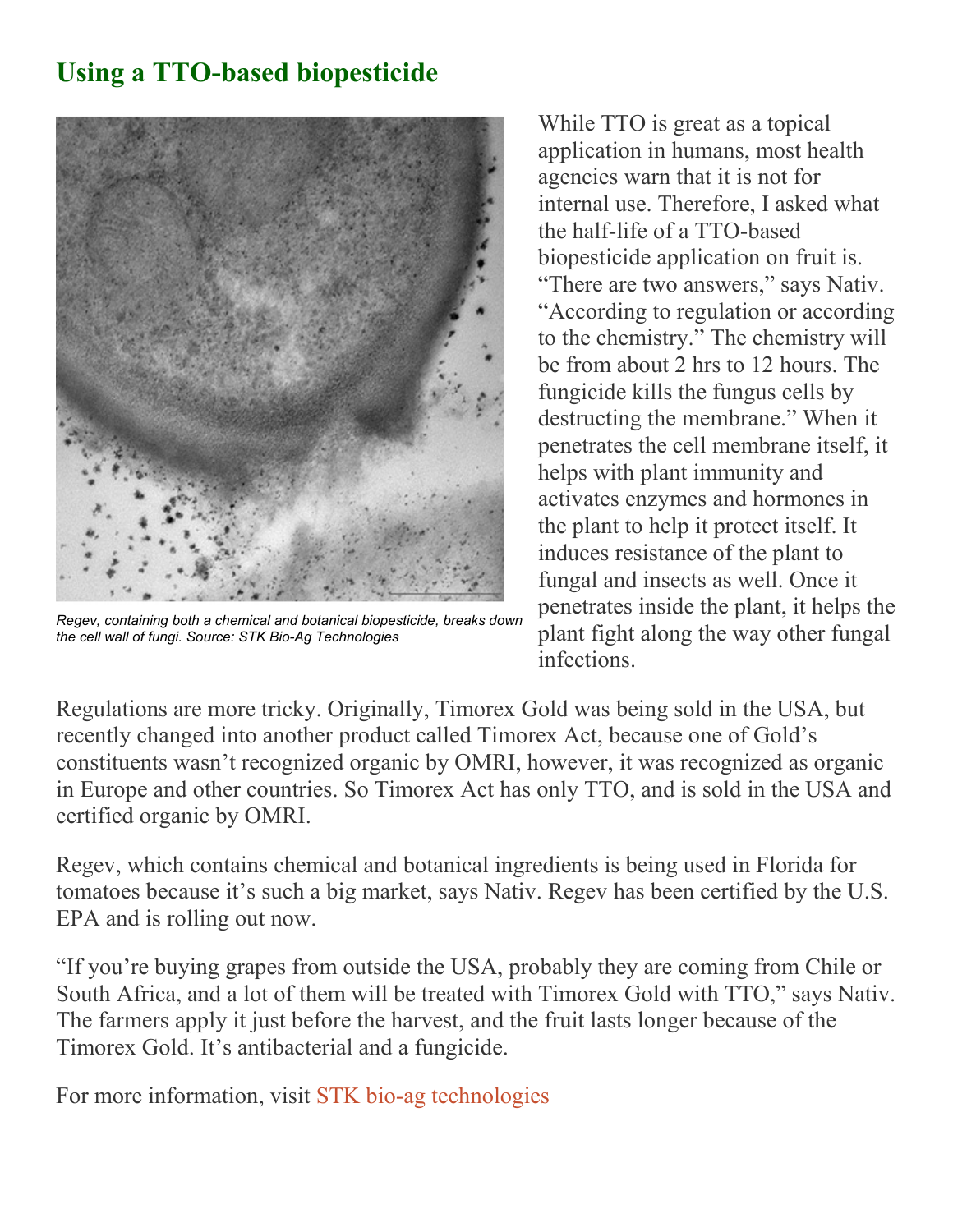## Using a TTO-based biopesticide

*Regev, containing both a chemical and botanical biopesticide, breaks down the cell wall of fungi. Source: STK Bio-Ag Technologies*

While TTO is great as a topical application in humans, most health agencies warn that it is not for internal use. Therefore, I asked what the half-life of a TTO-based biopesticide application on fruit is. "There are two answers," says Nativ. "According to regulation or according to the chemistry." The chemistry will be from about 2 hrs to 12 hours. The fungicide kills the fungus cells by destructing the membrane." When it penetrates the cell membrane itself, it helps with plant immunity and activates enzymes and hormones in the plant to help it protect itself. It induces resistance of the plant to fungal and insects as well. Once it penetrates inside the plant, it helps the plant fight along the way other fungal infections.

Regulations are more tricky. Originally, Timorex Gold was being sold in the USA, but recently changed into another product called Timorex Act, because one of Gold's constituents wasn't recognized organic by OMRI, however, it was recognized as organic in Europe and other countries. So Timorex Act has only TTO, and is sold in the USA and certified organic by OMRI.

Regev, which contains chemical and botanical ingredients is being used in Florida for tomatoes because it's such a big market, says Nativ. Regev has been certified by the U.S. EPA and is rolling out now.

"If you're buying grapes from outside the USA, probably they are coming from Chile or South Africa, and a lot of them will be treated with Timorex Gold with TTO," says Nativ. The farmers apply it just before the harvest, and the fruit lasts longer because of the Timorex Gold. It's antibacterial and a fungicide.

For more information, visit STK bio-ag technologies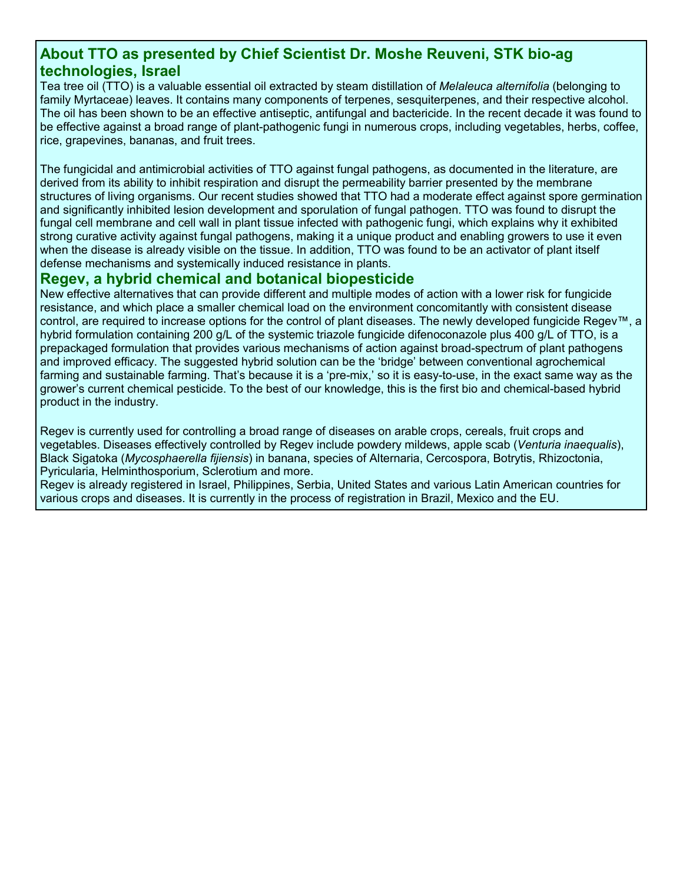## About TTO as presented by Chief Scientist Dr. Moshe Reuveni, STK bio-ag technologies, Israel

Tea tree oil (TTO) is a valuable essential oil extracted by steam distillation of *Melaleuca alternifolia* (belonging to family Myrtaceae) leaves. It contains many components of terpenes, sesquiterpenes, and their respective alcohol. The oil has been shown to be an effective antiseptic, antifungal and bactericide. In the recent decade it was found to be effective against a broad range of plant-pathogenic fungi in numerous crops, including vegetables, herbs, coffee, rice, grapevines, bananas, and fruit trees.

The fungicidal and antimicrobial activities of TTO against fungal pathogens, as documented in the literature, are derived from its ability to inhibit respiration and disrupt the permeability barrier presented by the membrane structures of living organisms. Our recent studies showed that TTO had a moderate effect against spore germination and significantly inhibited lesion development and sporulation of fungal pathogen. TTO was found to disrupt the fungal cell membrane and cell wall in plant tissue infected with pathogenic fungi, which explains why it exhibited strong curative activity against fungal pathogens, making it a unique product and enabling growers to use it even when the disease is already visible on the tissue. In addition, TTO was found to be an activator of plant itself defense mechanisms and systemically induced resistance in plants.

## Regev, a hybrid chemical and botanical biopesticide

New effective alternatives that can provide different and multiple modes of action with a lower risk for fungicide resistance, and which place a smaller chemical load on the environment concomitantly with consistent disease control, are required to increase options for the control of plant diseases. The newly developed fungicide Regev™, a hybrid formulation containing 200 g/L of the systemic triazole fungicide difenoconazole plus 400 g/L of TTO, is a prepackaged formulation that provides various mechanisms of action against broad-spectrum of plant pathogens and improved efficacy. The suggested hybrid solution can be the 'bridge' between conventional agrochemical farming and sustainable farming. That's because it is a 'pre-mix,' so it is easy-to-use, in the exact same way as the grower's current chemical pesticide. To the best of our knowledge, this is the first bio and chemical-based hybrid product in the industry.

Regev is currently used for controlling a broad range of diseases on arable crops, cereals, fruit crops and vegetables. Diseases effectively controlled by Regev include powdery mildews, apple scab (*Venturia inaequalis*), Black Sigatoka (*Mycosphaerella fijiensis*) in banana, species of Alternaria, Cercospora, Botrytis, Rhizoctonia, Pyricularia, Helminthosporium, Sclerotium and more.

Regev is already registered in Israel, Philippines, Serbia, United States and various Latin American countries for various crops and diseases. It is currently in the process of registration in Brazil, Mexico and the EU.